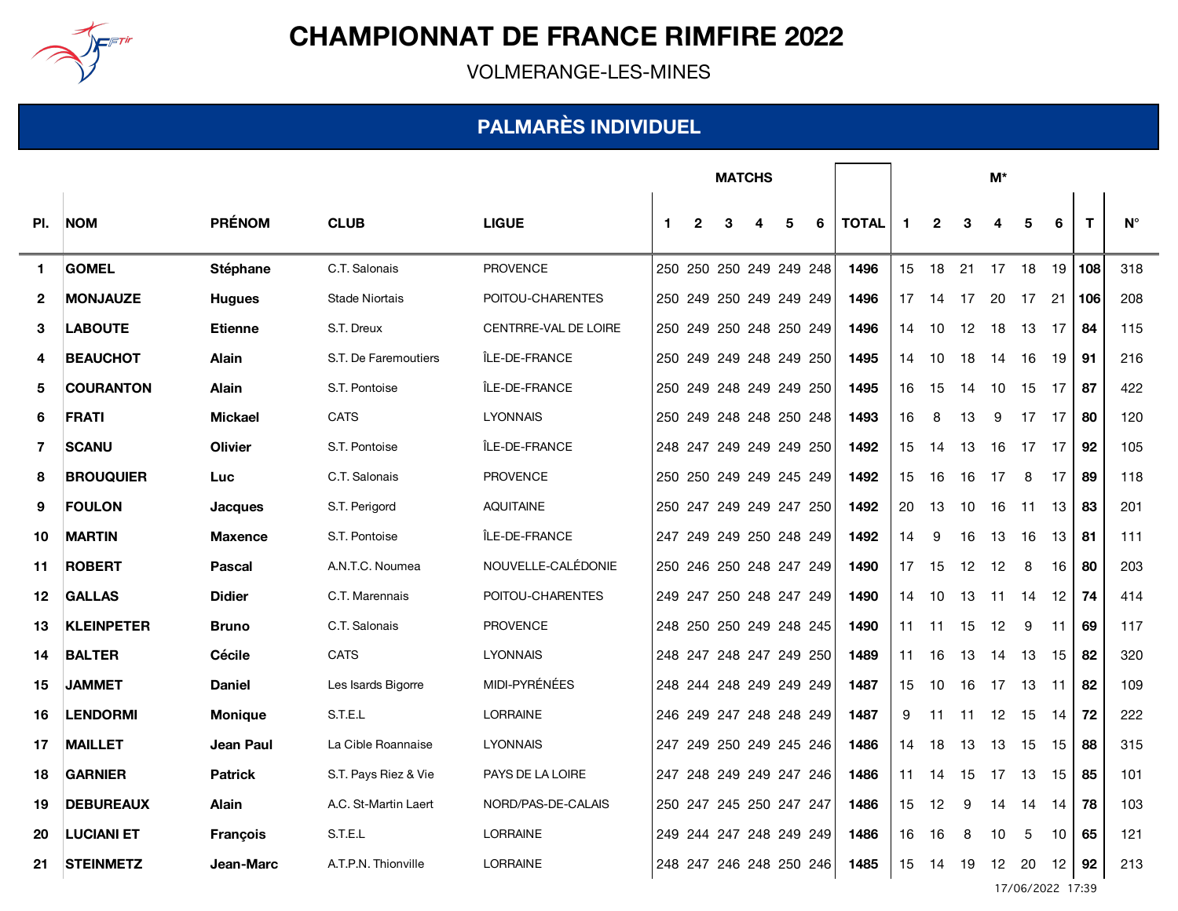# CHAMPIONNAT DE FRANCE RIMFIRE 2022

VOLMERANGE-LES-MINES

## PALMARÈS INDIVIDUEL

| Pl. | NOM | PRÉNOM | CLUB | LIGUE | MATCHS 1 | 2 | 3 | 4 | 5 | 6 | TOTAL | M* 1 | 2 | 3 | 4 | 5 | 6 | T | N° |
|---|---|---|---|---|---|---|---|---|---|---|---|---|---|---|---|---|---|---|---|
| 1 | **GOMEL** | **Stéphane** | C.T. Salonais | PROVENCE | 250 | 250 | 250 | 249 | 249 | 248 | **1496** | 15 | 18 | 21 | 17 | 18 | 19 | **108** | 318 |
| 2 | **MONJAUZE** | **Hugues** | Stade Niortais | POITOU-CHARENTES | 250 | 249 | 250 | 249 | 249 | 249 | **1496** | 17 | 14 | 17 | 20 | 17 | 21 | **106** | 208 |
| 3 | **LABOUTE** | **Etienne** | S.T. Dreux | CENTRRE-VAL DE LOIRE | 250 | 249 | 250 | 248 | 250 | 249 | **1496** | 14 | 10 | 12 | 18 | 13 | 17 | **84** | 115 |
| 4 | **BEAUCHOT** | **Alain** | S.T. De Faremoutiers | ÎLE-DE-FRANCE | 250 | 249 | 249 | 248 | 249 | 250 | **1495** | 14 | 10 | 18 | 14 | 16 | 19 | **91** | 216 |
| 5 | **COURANTON** | **Alain** | S.T. Pontoise | ÎLE-DE-FRANCE | 250 | 249 | 248 | 249 | 249 | 250 | **1495** | 16 | 15 | 14 | 10 | 15 | 17 | **87** | 422 |
| 6 | **FRATI** | **Mickael** | CATS | LYONNAIS | 250 | 249 | 248 | 248 | 250 | 248 | **1493** | 16 | 8 | 13 | 9 | 17 | 17 | **80** | 120 |
| 7 | **SCANU** | **Olivier** | S.T. Pontoise | ÎLE-DE-FRANCE | 248 | 247 | 249 | 249 | 249 | 250 | **1492** | 15 | 14 | 13 | 16 | 17 | 17 | **92** | 105 |
| 8 | **BROUQUIER** | **Luc** | C.T. Salonais | PROVENCE | 250 | 250 | 249 | 249 | 245 | 249 | **1492** | 15 | 16 | 16 | 17 | 8 | 17 | **89** | 118 |
| 9 | **FOULON** | **Jacques** | S.T. Perigord | AQUITAINE | 250 | 247 | 249 | 249 | 247 | 250 | **1492** | 20 | 13 | 10 | 16 | 11 | 13 | **83** | 201 |
| 10 | **MARTIN** | **Maxence** | S.T. Pontoise | ÎLE-DE-FRANCE | 247 | 249 | 249 | 250 | 248 | 249 | **1492** | 14 | 9 | 16 | 13 | 16 | 13 | **81** | 111 |
| 11 | **ROBERT** | **Pascal** | A.N.T.C. Noumea | NOUVELLE-CALÉDONIE | 250 | 246 | 250 | 248 | 247 | 249 | **1490** | 17 | 15 | 12 | 12 | 8 | 16 | **80** | 203 |
| 12 | **GALLAS** | **Didier** | C.T. Marennais | POITOU-CHARENTES | 249 | 247 | 250 | 248 | 247 | 249 | **1490** | 14 | 10 | 13 | 11 | 14 | 12 | **74** | 414 |
| 13 | **KLEINPETER** | **Bruno** | C.T. Salonais | PROVENCE | 248 | 250 | 250 | 249 | 248 | 245 | **1490** | 11 | 11 | 15 | 12 | 9 | 11 | **69** | 117 |
| 14 | **BALTER** | **Cécile** | CATS | LYONNAIS | 248 | 247 | 248 | 247 | 249 | 250 | **1489** | 11 | 16 | 13 | 14 | 13 | 15 | **82** | 320 |
| 15 | **JAMMET** | **Daniel** | Les Isards Bigorre | MIDI-PYRÉNÉES | 248 | 244 | 248 | 249 | 249 | 249 | **1487** | 15 | 10 | 16 | 17 | 13 | 11 | **82** | 109 |
| 16 | **LENDORMI** | **Monique** | S.T.E.L | LORRAINE | 246 | 249 | 247 | 248 | 248 | 249 | **1487** | 9 | 11 | 11 | 12 | 15 | 14 | **72** | 222 |
| 17 | **MAILLET** | **Jean Paul** | La Cible Roannaise | LYONNAIS | 247 | 249 | 250 | 249 | 245 | 246 | **1486** | 14 | 18 | 13 | 13 | 15 | 15 | **88** | 315 |
| 18 | **GARNIER** | **Patrick** | S.T. Pays Riez & Vie | PAYS DE LA LOIRE | 247 | 248 | 249 | 249 | 247 | 246 | **1486** | 11 | 14 | 15 | 17 | 13 | 15 | **85** | 101 |
| 19 | **DEBUREAUX** | **Alain** | A.C. St-Martin Laert | NORD/PAS-DE-CALAIS | 250 | 247 | 245 | 250 | 247 | 247 | **1486** | 15 | 12 | 9 | 14 | 14 | 14 | **78** | 103 |
| 20 | **LUCIANI ET** | **François** | S.T.E.L | LORRAINE | 249 | 244 | 247 | 248 | 249 | 249 | **1486** | 16 | 16 | 8 | 10 | 5 | 10 | **65** | 121 |
| 21 | **STEINMETZ** | **Jean-Marc** | A.T.P.N. Thionville | LORRAINE | 248 | 247 | 246 | 248 | 250 | 246 | **1485** | 15 | 14 | 19 | 12 | 20 | 12 | **92** | 213 |

17/06/2022 17:39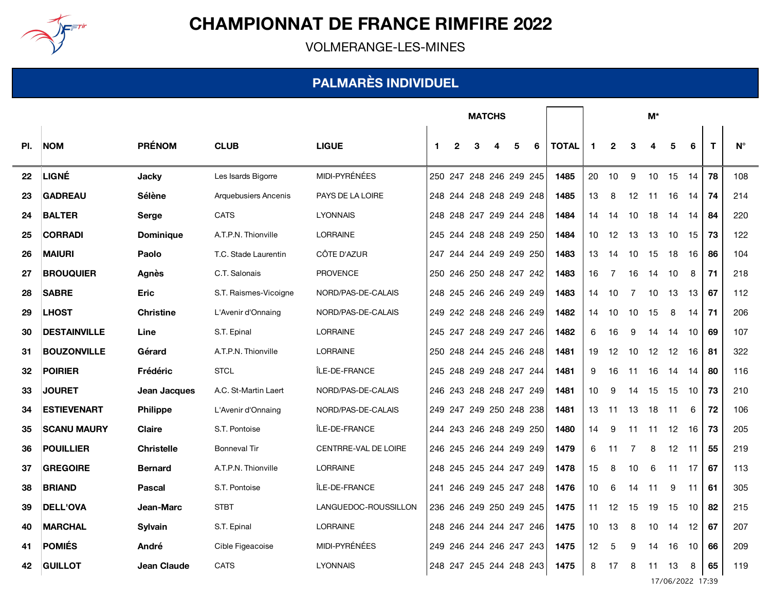# CHAMPIONNAT DE FRANCE RIMFIRE 2022

VOLMERANGE-LES-MINES

## PALMARÈS INDIVIDUEL

| | | | | | MATCHS | | | | | | | M* | | | | | | | |
|---|---|---|---|---|---|---|---|---|---|---|---|---|---|---|---|---|---|---|---|
| Pl. | NOM | PRÉNOM | CLUB | LIGUE | 1 | 2 | 3 | 4 | 5 | 6 | TOTAL | 1 | 2 | 3 | 4 | 5 | 6 | T | N° |
| 22 | **LIGNÉ** | **Jacky** | Les Isards Bigorre | MIDI-PYRÉNÉES | 250 | 247 | 248 | 246 | 249 | 245 | **1485** | 20 | 10 | 9 | 10 | 15 | 14 | **78** | 108 |
| 23 | **GADREAU** | **Sélène** | Arquebusiers Ancenis | PAYS DE LA LOIRE | 248 | 244 | 248 | 248 | 249 | 248 | **1485** | 13 | 8 | 12 | 11 | 16 | 14 | **74** | 214 |
| 24 | **BALTER** | **Serge** | CATS | LYONNAIS | 248 | 248 | 247 | 249 | 244 | 248 | **1484** | 14 | 14 | 10 | 18 | 14 | 14 | **84** | 220 |
| 25 | **CORRADI** | **Dominique** | A.T.P.N. Thionville | LORRAINE | 245 | 244 | 248 | 248 | 249 | 250 | **1484** | 10 | 12 | 13 | 13 | 10 | 15 | **73** | 122 |
| 26 | **MAIURI** | **Paolo** | T.C. Stade Laurentin | CÔTE D'AZUR | 247 | 244 | 244 | 249 | 249 | 250 | **1483** | 13 | 14 | 10 | 15 | 18 | 16 | **86** | 104 |
| 27 | **BROUQUIER** | **Agnès** | C.T. Salonais | PROVENCE | 250 | 246 | 250 | 248 | 247 | 242 | **1483** | 16 | 7 | 16 | 14 | 10 | 8 | **71** | 218 |
| 28 | **SABRE** | **Eric** | S.T. Raismes-Vicoigne | NORD/PAS-DE-CALAIS | 248 | 245 | 246 | 246 | 249 | 249 | **1483** | 14 | 10 | 7 | 10 | 13 | 13 | **67** | 112 |
| 29 | **LHOST** | **Christine** | L'Avenir d'Onnaing | NORD/PAS-DE-CALAIS | 249 | 242 | 248 | 248 | 246 | 249 | **1482** | 14 | 10 | 10 | 15 | 8 | 14 | **71** | 206 |
| 30 | **DESTAINVILLE** | **Line** | S.T. Epinal | LORRAINE | 245 | 247 | 248 | 249 | 247 | 246 | **1482** | 6 | 16 | 9 | 14 | 14 | 10 | **69** | 107 |
| 31 | **BOUZONVILLE** | **Gérard** | A.T.P.N. Thionville | LORRAINE | 250 | 248 | 244 | 245 | 246 | 248 | **1481** | 19 | 12 | 10 | 12 | 12 | 16 | **81** | 322 |
| 32 | **POIRIER** | **Frédéric** | STCL | ÎLE-DE-FRANCE | 245 | 248 | 249 | 248 | 247 | 244 | **1481** | 9 | 16 | 11 | 16 | 14 | 14 | **80** | 116 |
| 33 | **JOURET** | **Jean Jacques** | A.C. St-Martin Laert | NORD/PAS-DE-CALAIS | 246 | 243 | 248 | 248 | 247 | 249 | **1481** | 10 | 9 | 14 | 15 | 15 | 10 | **73** | 210 |
| 34 | **ESTIEVENART** | **Philippe** | L'Avenir d'Onnaing | NORD/PAS-DE-CALAIS | 249 | 247 | 249 | 250 | 248 | 238 | **1481** | 13 | 11 | 13 | 18 | 11 | 6 | **72** | 106 |
| 35 | **SCANU MAURY** | **Claire** | S.T. Pontoise | ÎLE-DE-FRANCE | 244 | 243 | 246 | 248 | 249 | 250 | **1480** | 14 | 9 | 11 | 11 | 12 | 16 | **73** | 205 |
| 36 | **POUILLIER** | **Christelle** | Bonneval Tir | CENTRRE-VAL DE LOIRE | 246 | 245 | 246 | 244 | 249 | 249 | **1479** | 6 | 11 | 7 | 8 | 12 | 11 | **55** | 219 |
| 37 | **GREGOIRE** | **Bernard** | A.T.P.N. Thionville | LORRAINE | 248 | 245 | 245 | 244 | 247 | 249 | **1478** | 15 | 8 | 10 | 6 | 11 | 17 | **67** | 113 |
| 38 | **BRIAND** | **Pascal** | S.T. Pontoise | ÎLE-DE-FRANCE | 241 | 246 | 249 | 245 | 247 | 248 | **1476** | 10 | 6 | 14 | 11 | 9 | 11 | **61** | 305 |
| 39 | **DELL'OVA** | **Jean-Marc** | STBT | LANGUEDOC-ROUSSILLON | 236 | 246 | 249 | 250 | 249 | 245 | **1475** | 11 | 12 | 15 | 19 | 15 | 10 | **82** | 215 |
| 40 | **MARCHAL** | **Sylvain** | S.T. Epinal | LORRAINE | 248 | 246 | 244 | 244 | 247 | 246 | **1475** | 10 | 13 | 8 | 10 | 14 | 12 | **67** | 207 |
| 41 | **POMIÉS** | **André** | Cible Figeacoise | MIDI-PYRÉNÉES | 249 | 246 | 244 | 246 | 247 | 243 | **1475** | 12 | 5 | 9 | 14 | 16 | 10 | **66** | 209 |
| 42 | **GUILLOT** | **Jean Claude** | CATS | LYONNAIS | 248 | 247 | 245 | 244 | 248 | 243 | **1475** | 8 | 17 | 8 | 11 | 13 | 8 | **65** | 119 |

17/06/2022 17:39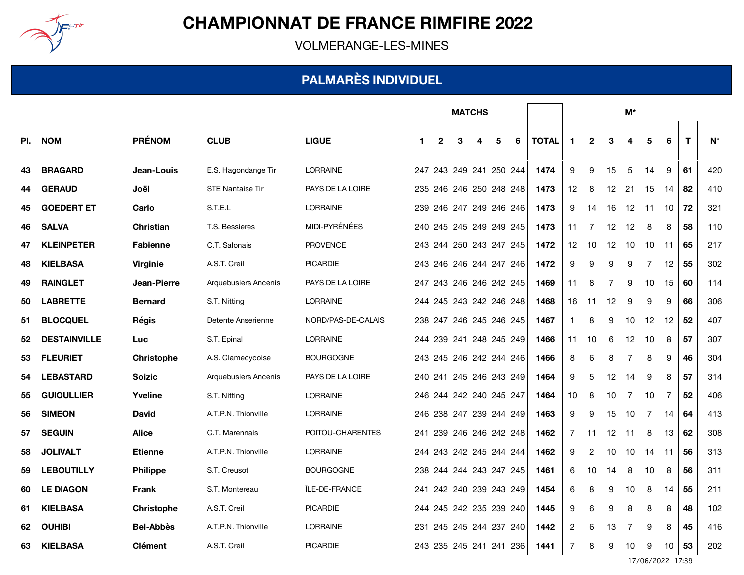# CHAMPIONNAT DE FRANCE RIMFIRE 2022

VOLMERANGE-LES-MINES

## PALMARÈS INDIVIDUEL

| Pl. | NOM | PRÉNOM | CLUB | LIGUE | MATCHS 1 | 2 | 3 | 4 | 5 | 6 | TOTAL | M* 1 | 2 | 3 | 4 | 5 | 6 | T | N° |
|---|---|---|---|---|---|---|---|---|---|---|---|---|---|---|---|---|---|---|---|
| 43 | **BRAGARD** | **Jean-Louis** | E.S. Hagondange Tir | LORRAINE | 247 | 243 | 249 | 241 | 250 | 244 | **1474** | 9 | 9 | 15 | 5 | 14 | 9 | **61** | 420 |
| 44 | **GERAUD** | **Joël** | STE Nantaise Tir | PAYS DE LA LOIRE | 235 | 246 | 246 | 250 | 248 | 248 | **1473** | 12 | 8 | 12 | 21 | 15 | 14 | **82** | 410 |
| 45 | **GOEDERT ET** | **Carlo** | S.T.E.L | LORRAINE | 239 | 246 | 247 | 249 | 246 | 246 | **1473** | 9 | 14 | 16 | 12 | 11 | 10 | **72** | 321 |
| 46 | **SALVA** | **Christian** | T.S. Bessieres | MIDI-PYRÉNÉES | 240 | 245 | 245 | 249 | 249 | 245 | **1473** | 11 | 7 | 12 | 12 | 8 | 8 | **58** | 110 |
| 47 | **KLEINPETER** | **Fabienne** | C.T. Salonais | PROVENCE | 243 | 244 | 250 | 243 | 247 | 245 | **1472** | 12 | 10 | 12 | 10 | 10 | 11 | **65** | 217 |
| 48 | **KIELBASA** | **Virginie** | A.S.T. Creil | PICARDIE | 243 | 246 | 246 | 244 | 247 | 246 | **1472** | 9 | 9 | 9 | 9 | 7 | 12 | **55** | 302 |
| 49 | **RAINGLET** | **Jean-Pierre** | Arquebusiers Ancenis | PAYS DE LA LOIRE | 247 | 243 | 246 | 246 | 242 | 245 | **1469** | 11 | 8 | 7 | 9 | 10 | 15 | **60** | 114 |
| 50 | **LABRETTE** | **Bernard** | S.T. Nitting | LORRAINE | 244 | 245 | 243 | 242 | 246 | 248 | **1468** | 16 | 11 | 12 | 9 | 9 | 9 | **66** | 306 |
| 51 | **BLOCQUEL** | **Régis** | Detente Anserienne | NORD/PAS-DE-CALAIS | 238 | 247 | 246 | 245 | 246 | 245 | **1467** | 1 | 8 | 9 | 10 | 12 | 12 | **52** | 407 |
| 52 | **DESTAINVILLE** | **Luc** | S.T. Epinal | LORRAINE | 244 | 239 | 241 | 248 | 245 | 249 | **1466** | 11 | 10 | 6 | 12 | 10 | 8 | **57** | 307 |
| 53 | **FLEURIET** | **Christophe** | A.S. Clamecycoise | BOURGOGNE | 243 | 245 | 246 | 242 | 244 | 246 | **1466** | 8 | 6 | 8 | 7 | 8 | 9 | **46** | 304 |
| 54 | **LEBASTARD** | **Soizic** | Arquebusiers Ancenis | PAYS DE LA LOIRE | 240 | 241 | 245 | 246 | 243 | 249 | **1464** | 9 | 5 | 12 | 14 | 9 | 8 | **57** | 314 |
| 55 | **GUIOULLIER** | **Yveline** | S.T. Nitting | LORRAINE | 246 | 244 | 242 | 240 | 245 | 247 | **1464** | 10 | 8 | 10 | 7 | 10 | 7 | **52** | 406 |
| 56 | **SIMEON** | **David** | A.T.P.N. Thionville | LORRAINE | 246 | 238 | 247 | 239 | 244 | 249 | **1463** | 9 | 9 | 15 | 10 | 7 | 14 | **64** | 413 |
| 57 | **SEGUIN** | **Alice** | C.T. Marennais | POITOU-CHARENTES | 241 | 239 | 246 | 246 | 242 | 248 | **1462** | 7 | 11 | 12 | 11 | 8 | 13 | **62** | 308 |
| 58 | **JOLIVALT** | **Etienne** | A.T.P.N. Thionville | LORRAINE | 244 | 243 | 242 | 245 | 244 | 244 | **1462** | 9 | 2 | 10 | 10 | 14 | 11 | **56** | 313 |
| 59 | **LEBOUTILLY** | **Philippe** | S.T. Creusot | BOURGOGNE | 238 | 244 | 244 | 243 | 247 | 245 | **1461** | 6 | 10 | 14 | 8 | 10 | 8 | **56** | 311 |
| 60 | **LE DIAGON** | **Frank** | S.T. Montereau | ÎLE-DE-FRANCE | 241 | 242 | 240 | 239 | 243 | 249 | **1454** | 6 | 8 | 9 | 10 | 8 | 14 | **55** | 211 |
| 61 | **KIELBASA** | **Christophe** | A.S.T. Creil | PICARDIE | 244 | 245 | 242 | 235 | 239 | 240 | **1445** | 9 | 6 | 9 | 8 | 8 | 8 | **48** | 102 |
| 62 | **OUHIBI** | **Bel-Abbès** | A.T.P.N. Thionville | LORRAINE | 231 | 245 | 245 | 244 | 237 | 240 | **1442** | 2 | 6 | 13 | 7 | 9 | 8 | **45** | 416 |
| 63 | **KIELBASA** | **Clément** | A.S.T. Creil | PICARDIE | 243 | 235 | 245 | 241 | 241 | 236 | **1441** | 7 | 8 | 9 | 10 | 9 | 10 | **53** | 202 |

17/06/2022 17:39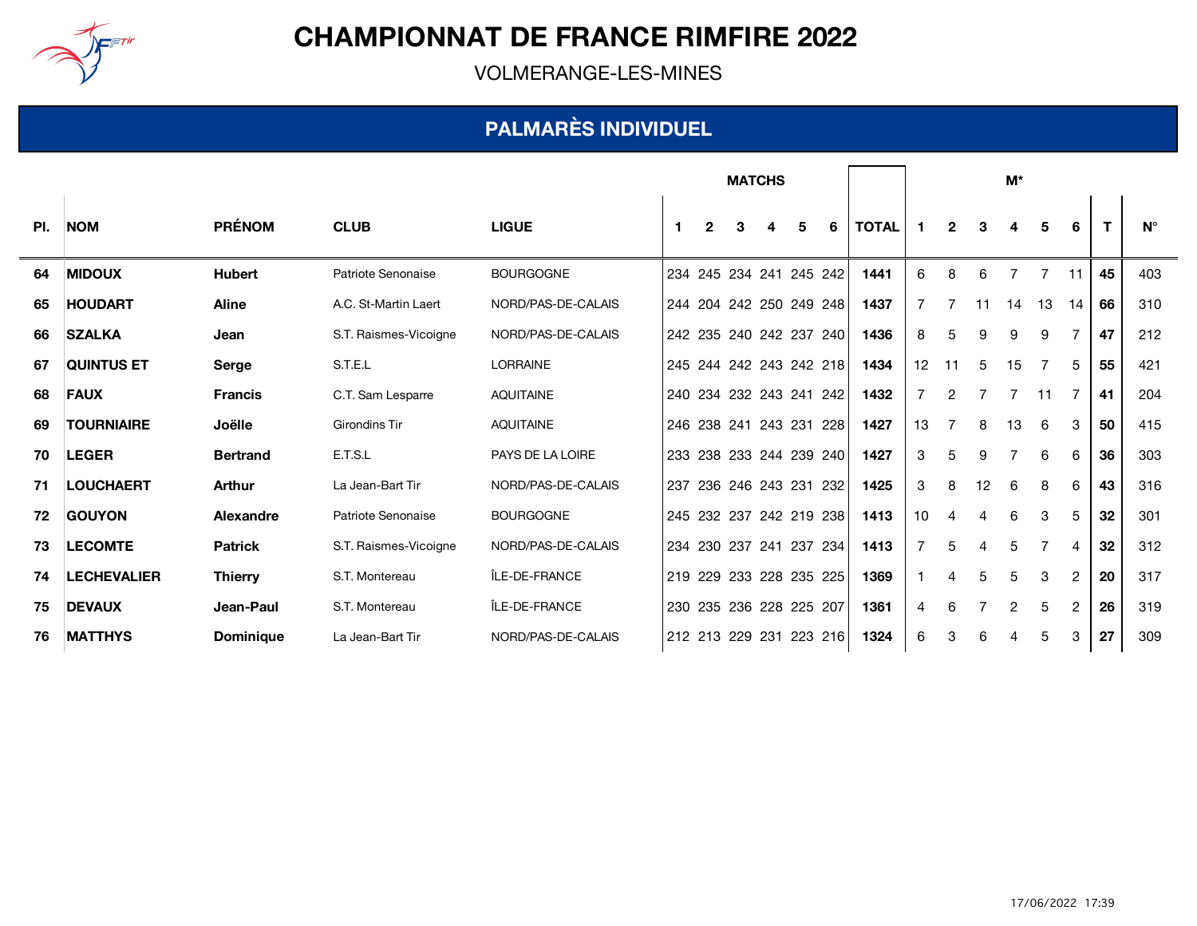# CHAMPIONNAT DE FRANCE RIMFIRE 2022

VOLMERANGE-LES-MINES

## PALMARÈS INDIVIDUEL

| | | | | | MATCHS | | | | | | | M* | | | | | | | |
|---|---|---|---|---|---|---|---|---|---|---|---|---|---|---|---|---|---|---|---|
| **Pl.** | **NOM** | **PRÉNOM** | **CLUB** | **LIGUE** | **1** | **2** | **3** | **4** | **5** | **6** | **TOTAL** | **1** | **2** | **3** | **4** | **5** | **6** | **T** | **N°** |
| **64** | **MIDOUX** | **Hubert** | Patriote Senonaise | BOURGOGNE | 234 | 245 | 234 | 241 | 245 | 242 | **1441** | 6 | 8 | 6 | 7 | 7 | 11 | **45** | 403 |
| **65** | **HOUDART** | **Aline** | A.C. St-Martin Laert | NORD/PAS-DE-CALAIS | 244 | 204 | 242 | 250 | 249 | 248 | **1437** | 7 | 7 | 11 | 14 | 13 | 14 | **66** | 310 |
| **66** | **SZALKA** | **Jean** | S.T. Raismes-Vicoigne | NORD/PAS-DE-CALAIS | 242 | 235 | 240 | 242 | 237 | 240 | **1436** | 8 | 5 | 9 | 9 | 9 | 7 | **47** | 212 |
| **67** | **QUINTUS ET** | **Serge** | S.T.E.L | LORRAINE | 245 | 244 | 242 | 243 | 242 | 218 | **1434** | 12 | 11 | 5 | 15 | 7 | 5 | **55** | 421 |
| **68** | **FAUX** | **Francis** | C.T. Sam Lesparre | AQUITAINE | 240 | 234 | 232 | 243 | 241 | 242 | **1432** | 7 | 2 | 7 | 7 | 11 | 7 | **41** | 204 |
| **69** | **TOURNIAIRE** | **Joëlle** | Girondins Tir | AQUITAINE | 246 | 238 | 241 | 243 | 231 | 228 | **1427** | 13 | 7 | 8 | 13 | 6 | 3 | **50** | 415 |
| **70** | **LEGER** | **Bertrand** | E.T.S.L | PAYS DE LA LOIRE | 233 | 238 | 233 | 244 | 239 | 240 | **1427** | 3 | 5 | 9 | 7 | 6 | 6 | **36** | 303 |
| **71** | **LOUCHAERT** | **Arthur** | La Jean-Bart Tir | NORD/PAS-DE-CALAIS | 237 | 236 | 246 | 243 | 231 | 232 | **1425** | 3 | 8 | 12 | 6 | 8 | 6 | **43** | 316 |
| **72** | **GOUYON** | **Alexandre** | Patriote Senonaise | BOURGOGNE | 245 | 232 | 237 | 242 | 219 | 238 | **1413** | 10 | 4 | 4 | 6 | 3 | 5 | **32** | 301 |
| **73** | **LECOMTE** | **Patrick** | S.T. Raismes-Vicoigne | NORD/PAS-DE-CALAIS | 234 | 230 | 237 | 241 | 237 | 234 | **1413** | 7 | 5 | 4 | 5 | 7 | 4 | **32** | 312 |
| **74** | **LECHEVALIER** | **Thierry** | S.T. Montereau | ÎLE-DE-FRANCE | 219 | 229 | 233 | 228 | 235 | 225 | **1369** | 1 | 4 | 5 | 5 | 3 | 2 | **20** | 317 |
| **75** | **DEVAUX** | **Jean-Paul** | S.T. Montereau | ÎLE-DE-FRANCE | 230 | 235 | 236 | 228 | 225 | 207 | **1361** | 4 | 6 | 7 | 2 | 5 | 2 | **26** | 319 |
| **76** | **MATTHYS** | **Dominique** | La Jean-Bart Tir | NORD/PAS-DE-CALAIS | 212 | 213 | 229 | 231 | 223 | 216 | **1324** | 6 | 3 | 6 | 4 | 5 | 3 | **27** | 309 |

17/06/2022 17:39